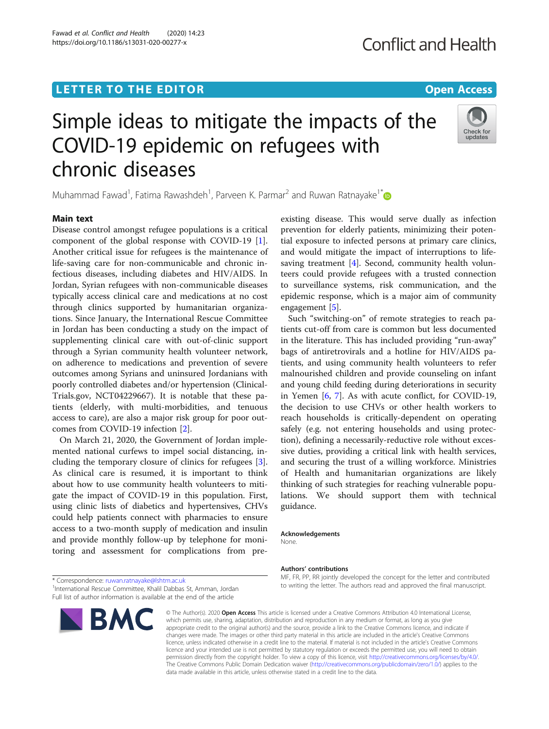LETTER TO THE EDITOR

Open Access

# Simple ideas to mitigate the impacts of the COVID-19 epidemic on refugees with chronic diseases

Muhammad Fawad[1], Fatima Rawashdeh[1], Parveen K. Parmar[2] and Ruwan Ratnayake[1*]

## Main text

Disease control amongst refugee populations is a critical component of the global response with COVID-19 [1]. Another critical issue for refugees is the maintenance of life-saving care for non-communicable and chronic infectious diseases, including diabetes and HIV/AIDS. In Jordan, Syrian refugees with non-communicable diseases typically access clinical care and medications at no cost through clinics supported by humanitarian organizations. Since January, the International Rescue Committee in Jordan has been conducting a study on the impact of supplementing clinical care with out-of-clinic support through a Syrian community health volunteer network, on adherence to medications and prevention of severe outcomes among Syrians and uninsured Jordanians with poorly controlled diabetes and/or hypertension (ClinicalTrials.gov, NCT04229667). It is notable that these patients (elderly, with multi-morbidities, and tenuous access to care), are also a major risk group for poor outcomes from COVID-19 infection [2].

On March 21, 2020, the Government of Jordan implemented national curfews to impel social distancing, including the temporary closure of clinics for refugees [3]. As clinical care is resumed, it is important to think about how to use community health volunteers to mitigate the impact of COVID-19 in this population. First, using clinic lists of diabetics and hypertensives, CHVs could help patients connect with pharmacies to ensure access to a two-month supply of medication and insulin and provide monthly follow-up by telephone for monitoring and assessment for complications from pre-existing disease. This would serve dually as infection prevention for elderly patients, minimizing their potential exposure to infected persons at primary care clinics, and would mitigate the impact of interruptions to life-saving treatment [4]. Second, community health volunteers could provide refugees with a trusted connection to surveillance systems, risk communication, and the epidemic response, which is a major aim of community engagement [5].

Such "switching-on" of remote strategies to reach patients cut-off from care is common but less documented in the literature. This has included providing "run-away" bags of antiretrovirals and a hotline for HIV/AIDS patients, and using community health volunteers to refer malnourished children and provide counseling on infant and young child feeding during deteriorations in security in Yemen [6, 7]. As with acute conflict, for COVID-19, the decision to use CHVs or other health workers to reach households is critically-dependent on operating safely (e.g. not entering households and using protection), defining a necessarily-reductive role without excessive duties, providing a critical link with health services, and securing the trust of a willing workforce. Ministries of Health and humanitarian organizations are likely thinking of such strategies for reaching vulnerable populations. We should support them with technical guidance.

### Acknowledgements

None.

### Authors' contributions

MF, FR, PP, RR jointly developed the concept for the letter and contributed to writing the letter. The authors read and approved the final manuscript.

* Correspondence: ruwan.ratnayake@lshtm.ac.uk
[1]International Rescue Committee, Khalil Dabbas St, Amman, Jordan
Full list of author information is available at the end of the article

© The Author(s). 2020 **Open Access** This article is licensed under a Creative Commons Attribution 4.0 International License, which permits use, sharing, adaptation, distribution and reproduction in any medium or format, as long as you give appropriate credit to the original author(s) and the source, provide a link to the Creative Commons licence, and indicate if changes were made. The images or other third party material in this article are included in the article's Creative Commons licence, unless indicated otherwise in a credit line to the material. If material is not included in the article's Creative Commons licence and your intended use is not permitted by statutory regulation or exceeds the permitted use, you will need to obtain permission directly from the copyright holder. To view a copy of this licence, visit http://creativecommons.org/licenses/by/4.0/. The Creative Commons Public Domain Dedication waiver (http://creativecommons.org/publicdomain/zero/1.0/) applies to the data made available in this article, unless otherwise stated in a credit line to the data.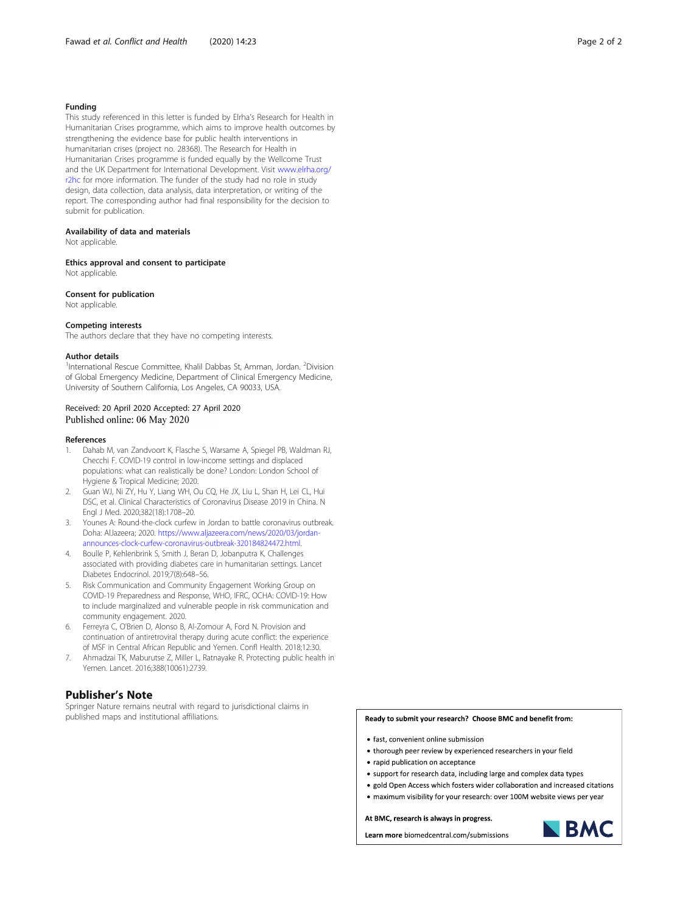### Funding

This study referenced in this letter is funded by Elrha's Research for Health in Humanitarian Crises programme, which aims to improve health outcomes by strengthening the evidence base for public health interventions in humanitarian crises (project no. 28368). The Research for Health in Humanitarian Crises programme is funded equally by the Wellcome Trust and the UK Department for International Development. Visit www.elrha.org/r2hc for more information. The funder of the study had no role in study design, data collection, data analysis, data interpretation, or writing of the report. The corresponding author had final responsibility for the decision to submit for publication.

### Availability of data and materials

Not applicable.

### Ethics approval and consent to participate

Not applicable.

### Consent for publication

Not applicable.

### Competing interests

The authors declare that they have no competing interests.

### Author details

[1]International Rescue Committee, Khalil Dabbas St, Amman, Jordan. [2]Division of Global Emergency Medicine, Department of Clinical Emergency Medicine, University of Southern California, Los Angeles, CA 90033, USA.

Received: 20 April 2020 Accepted: 27 April 2020
Published online: 06 May 2020

### References

1. Dahab M, van Zandvoort K, Flasche S, Warsame A, Spiegel PB, Waldman RJ, Checchi F. COVID-19 control in low-income settings and displaced populations: what can realistically be done? London: London School of Hygiene & Tropical Medicine; 2020.
2. Guan WJ, Ni ZY, Hu Y, Liang WH, Ou CQ, He JX, Liu L, Shan H, Lei CL, Hui DSC, et al. Clinical Characteristics of Coronavirus Disease 2019 in China. N Engl J Med. 2020;382(18):1708–20.
3. Younes A: Round-the-clock curfew in Jordan to battle coronavirus outbreak. Doha: AlJazeera; 2020. https://www.aljazeera.com/news/2020/03/jordan-announces-clock-curfew-coronavirus-outbreak-320184824472.html.
4. Boulle P, Kehlenbrink S, Smith J, Beran D, Jobanputra K. Challenges associated with providing diabetes care in humanitarian settings. Lancet Diabetes Endocrinol. 2019;7(8):648–56.
5. Risk Communication and Community Engagement Working Group on COVID-19 Preparedness and Response, WHO, IFRC, OCHA: COVID-19: How to include marginalized and vulnerable people in risk communication and community engagement. 2020.
6. Ferreyra C, O'Brien D, Alonso B, Al-Zomour A, Ford N. Provision and continuation of antiretroviral therapy during acute conflict: the experience of MSF in Central African Republic and Yemen. Confl Health. 2018;12:30.
7. Ahmadzai TK, Maburutse Z, Miller L, Ratnayake R. Protecting public health in Yemen. Lancet. 2016;388(10061):2739.

## Publisher's Note

Springer Nature remains neutral with regard to jurisdictional claims in published maps and institutional affiliations.

**Ready to submit your research? Choose BMC and benefit from:**

- fast, convenient online submission
- thorough peer review by experienced researchers in your field
- rapid publication on acceptance
- support for research data, including large and complex data types
- gold Open Access which fosters wider collaboration and increased citations
- maximum visibility for your research: over 100M website views per year

**At BMC, research is always in progress.**

**Learn more** biomedcentral.com/submissions

BMC